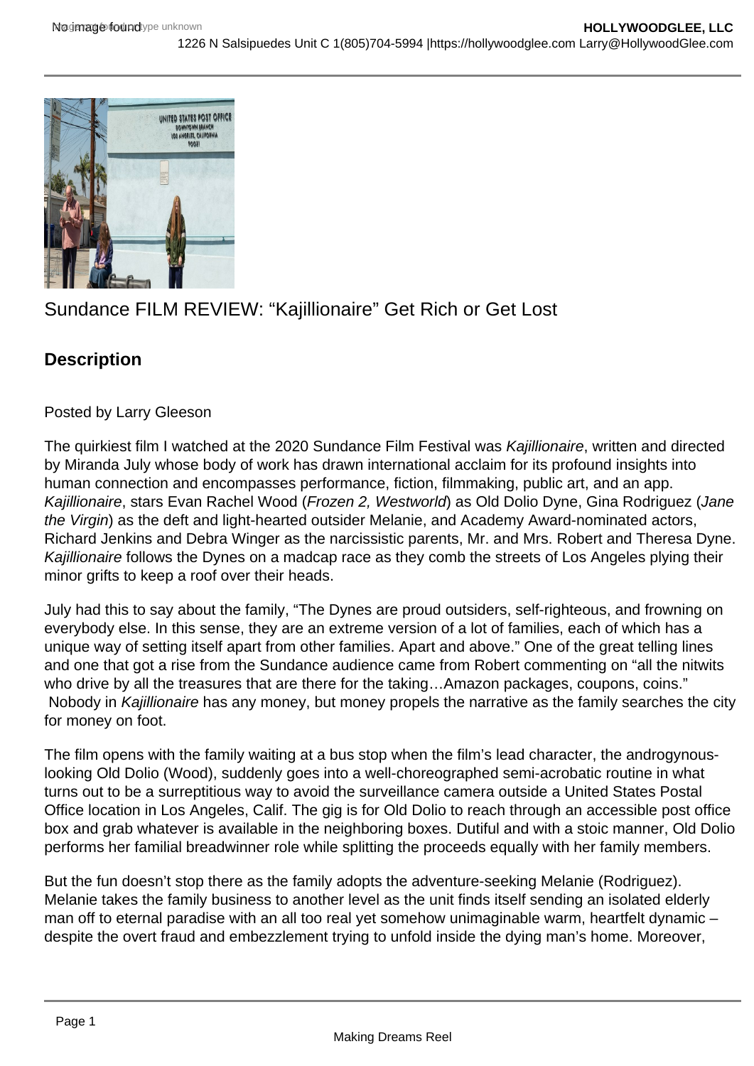# Sundance FILM REVIEW: "Kajillionaire" Get Rich or Get Lost

## Description

Posted by Larry Gleeson

The quirkiest film I watched at the 2020 Sundance Film Festival was *Kajillionaire*, written and directed by Miranda July whose body of work has drawn international acclaim for its profound insights into human connection and encompasses performance, fiction, filmmaking, public art, and an app. *Kajillionaire*, stars Evan Rachel Wood (*Frozen 2, Westworld*) as Old Dolio Dyne, Gina Rodriguez (*Jane the Virgin*) as the deft and light-hearted outsider Melanie, and Academy Award-nominated actors, Richard Jenkins and Debra Winger as the narcissistic parents, Mr. and Mrs. Robert and Theresa Dyne. *Kajillionaire* follows the Dynes on a madcap race as they comb the streets of Los Angeles plying their minor grifts to keep a roof over their heads.

July had this to say about the family, "The Dynes are proud outsiders, self-righteous, and frowning on everybody else. In this sense, they are an extreme version of a lot of families, each of which has a unique way of setting itself apart from other families. Apart and above." One of the great telling lines and one that got a rise from the Sundance audience came from Robert commenting on "all the nitwits who drive by all the treasures that are there for the taking…Amazon packages, coupons, coins." Nobody in *Kajillionaire* has any money, but money propels the narrative as the family searches the city for money on foot.

The film opens with the family waiting at a bus stop when the film's lead character, the androgynous-looking Old Dolio (Wood), suddenly goes into a well-choreographed semi-acrobatic routine in what turns out to be a surreptitious way to avoid the surveillance camera outside a United States Postal Office location in Los Angeles, Calif. The gig is for Old Dolio to reach through an accessible post office box and grab whatever is available in the neighboring boxes. Dutiful and with a stoic manner, Old Dolio performs her familial breadwinner role while splitting the proceeds equally with her family members.

But the fun doesn't stop there as the family adopts the adventure-seeking Melanie (Rodriguez). Melanie takes the family business to another level as the unit finds itself sending an isolated elderly man off to eternal paradise with an all too real yet somehow unimaginable warm, heartfelt dynamic – despite the overt fraud and embezzlement trying to unfold inside the dying man's home. Moreover,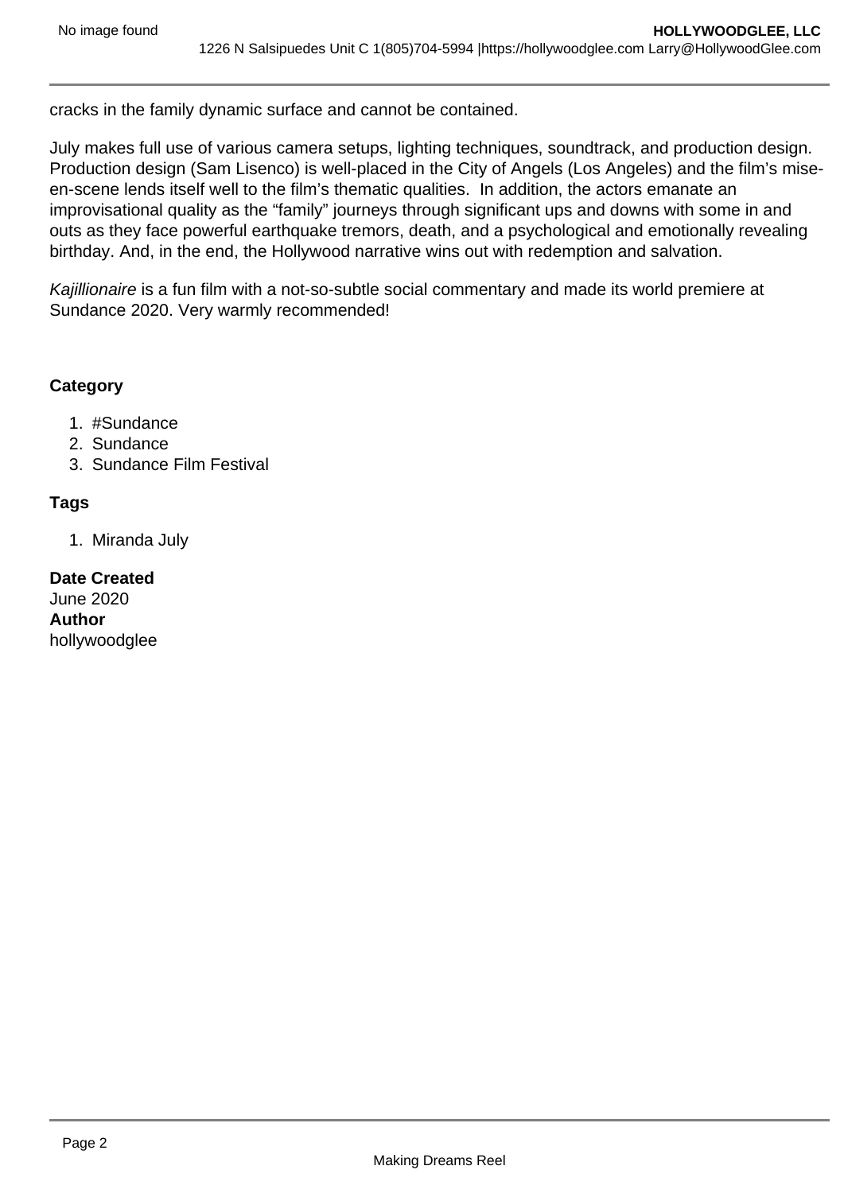cracks in the family dynamic surface and cannot be contained.

July makes full use of various camera setups, lighting techniques, soundtrack, and production design. Production design (Sam Lisenco) is well-placed in the City of Angels (Los Angeles) and the film's mise-en-scene lends itself well to the film's thematic qualities. In addition, the actors emanate an improvisational quality as the "family" journeys through significant ups and downs with some in and outs as they face powerful earthquake tremors, death, and a psychological and emotionally revealing birthday. And, in the end, the Hollywood narrative wins out with redemption and salvation.

*Kajillionaire* is a fun film with a not-so-subtle social commentary and made its world premiere at Sundance 2020. Very warmly recommended!

**Category**

1. #Sundance
2. Sundance
3. Sundance Film Festival

**Tags**

1. Miranda July

**Date Created**
June 2020
**Author**
hollywoodglee